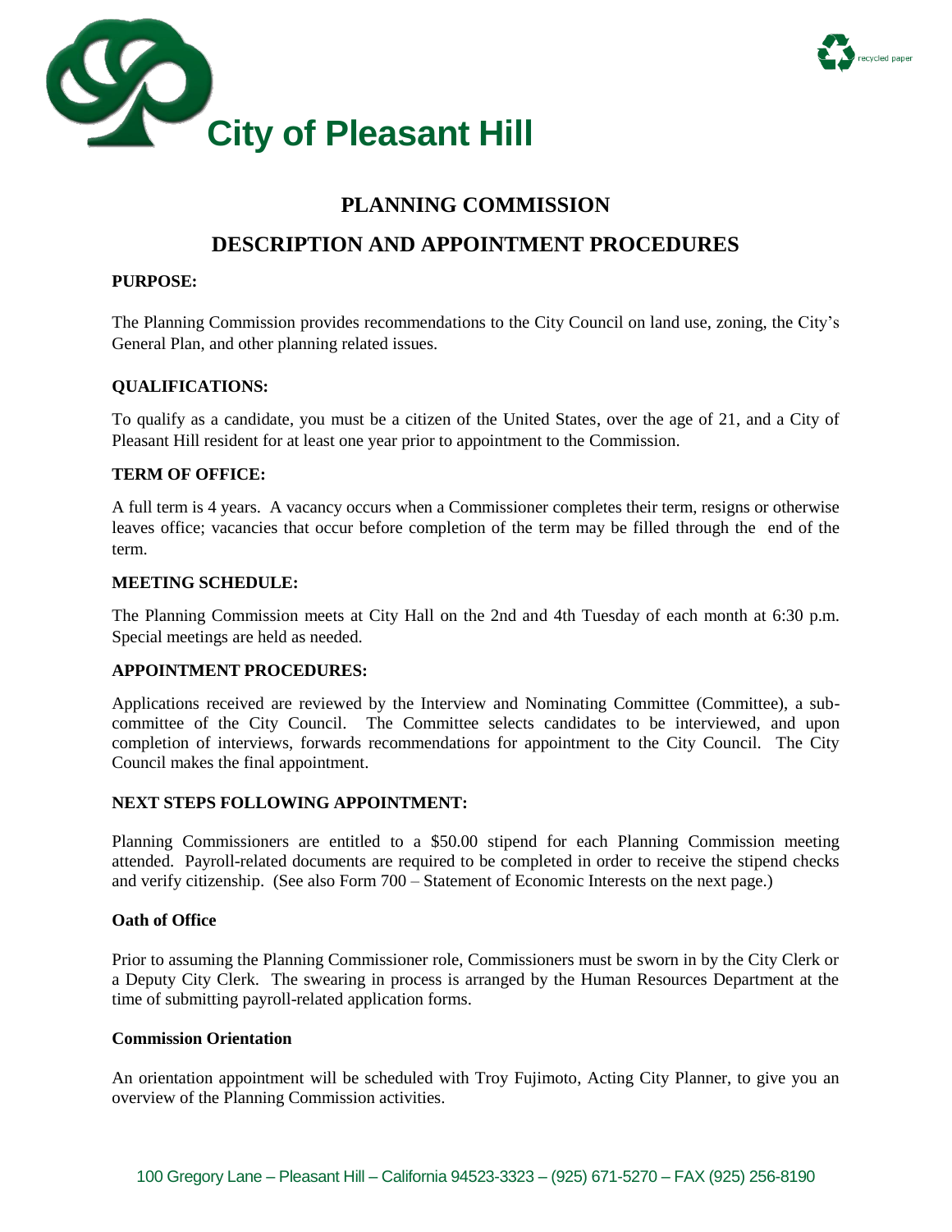# City of Pleasant Hill

recycled paper

## PLANNING COMMISSION

## DESCRIPTION AND APPOINTMENT PROCEDURES

**PURPOSE:**

The Planning Commission provides recommendations to the City Council on land use, zoning, the City's General Plan, and other planning related issues.

**QUALIFICATIONS:**

To qualify as a candidate, you must be a citizen of the United States, over the age of 21, and a City of Pleasant Hill resident for at least one year prior to appointment to the Commission.

**TERM OF OFFICE:**

A full term is 4 years. A vacancy occurs when a Commissioner completes their term, resigns or otherwise leaves office; vacancies that occur before completion of the term may be filled through the end of the term.

**MEETING SCHEDULE:**

The Planning Commission meets at City Hall on the 2nd and 4th Tuesday of each month at 6:30 p.m. Special meetings are held as needed.

**APPOINTMENT PROCEDURES:**

Applications received are reviewed by the Interview and Nominating Committee (Committee), a sub-committee of the City Council. The Committee selects candidates to be interviewed, and upon completion of interviews, forwards recommendations for appointment to the City Council. The City Council makes the final appointment.

**NEXT STEPS FOLLOWING APPOINTMENT:**

Planning Commissioners are entitled to a $50.00 stipend for each Planning Commission meeting attended. Payroll-related documents are required to be completed in order to receive the stipend checks and verify citizenship. (See also Form 700 – Statement of Economic Interests on the next page.)

**Oath of Office**

Prior to assuming the Planning Commissioner role, Commissioners must be sworn in by the City Clerk or a Deputy City Clerk. The swearing in process is arranged by the Human Resources Department at the time of submitting payroll-related application forms.

**Commission Orientation**

An orientation appointment will be scheduled with Troy Fujimoto, Acting City Planner, to give you an overview of the Planning Commission activities.

100 Gregory Lane – Pleasant Hill – California 94523-3323 – (925) 671-5270 – FAX (925) 256-8190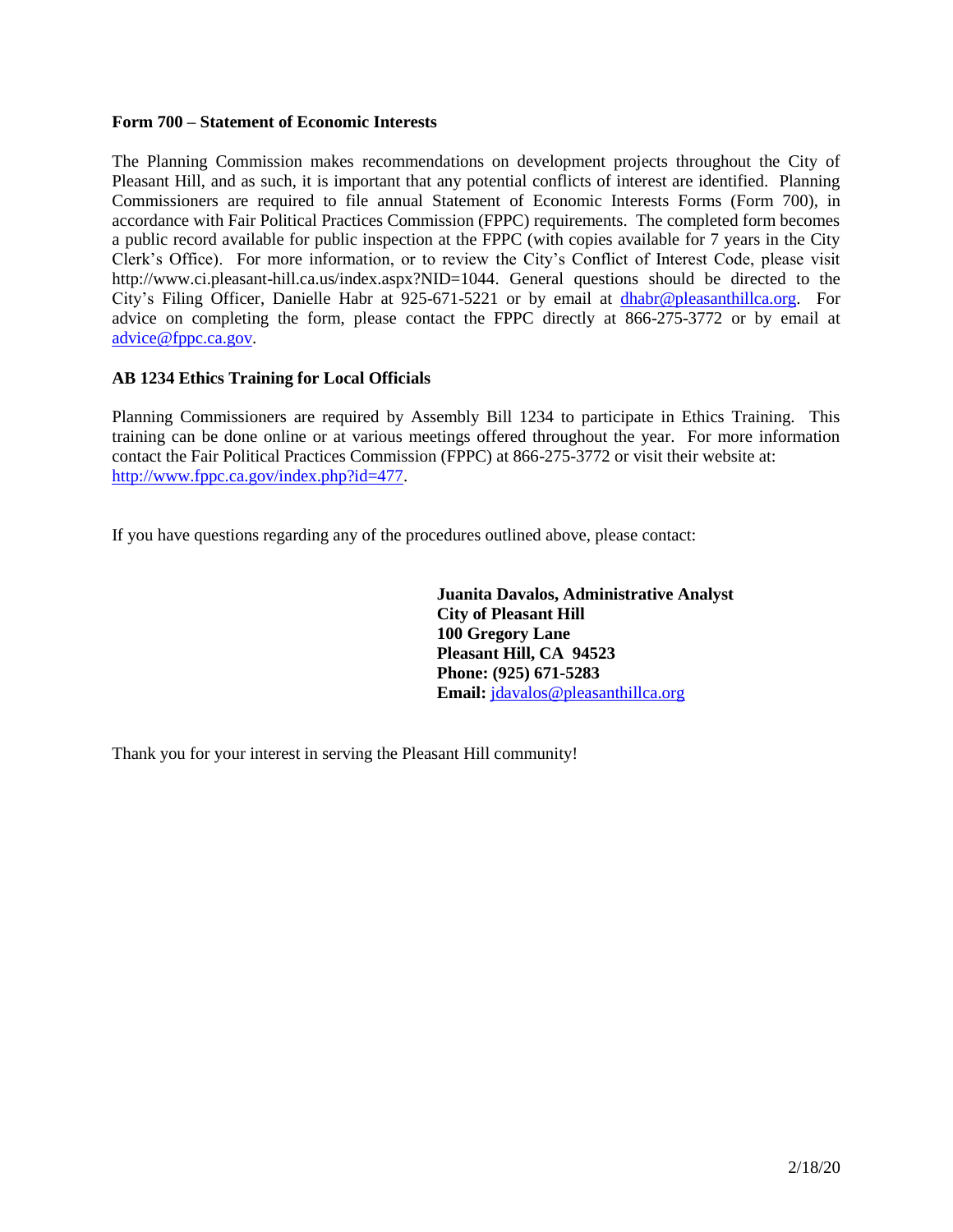**Form 700 – Statement of Economic Interests**

The Planning Commission makes recommendations on development projects throughout the City of Pleasant Hill, and as such, it is important that any potential conflicts of interest are identified. Planning Commissioners are required to file annual Statement of Economic Interests Forms (Form 700), in accordance with Fair Political Practices Commission (FPPC) requirements. The completed form becomes a public record available for public inspection at the FPPC (with copies available for 7 years in the City Clerk's Office). For more information, or to review the City's Conflict of Interest Code, please visit http://www.ci.pleasant-hill.ca.us/index.aspx?NID=1044. General questions should be directed to the City's Filing Officer, Danielle Habr at 925-671-5221 or by email at dhabr@pleasanthillca.org. For advice on completing the form, please contact the FPPC directly at 866-275-3772 or by email at advice@fppc.ca.gov.

**AB 1234 Ethics Training for Local Officials**

Planning Commissioners are required by Assembly Bill 1234 to participate in Ethics Training. This training can be done online or at various meetings offered throughout the year. For more information contact the Fair Political Practices Commission (FPPC) at 866-275-3772 or visit their website at: http://www.fppc.ca.gov/index.php?id=477.

If you have questions regarding any of the procedures outlined above, please contact:

**Juanita Davalos, Administrative Analyst**
**City of Pleasant Hill**
**100 Gregory Lane**
**Pleasant Hill, CA 94523**
**Phone: (925) 671-5283**
**Email:** jdavalos@pleasanthillca.org

Thank you for your interest in serving the Pleasant Hill community!

2/18/20